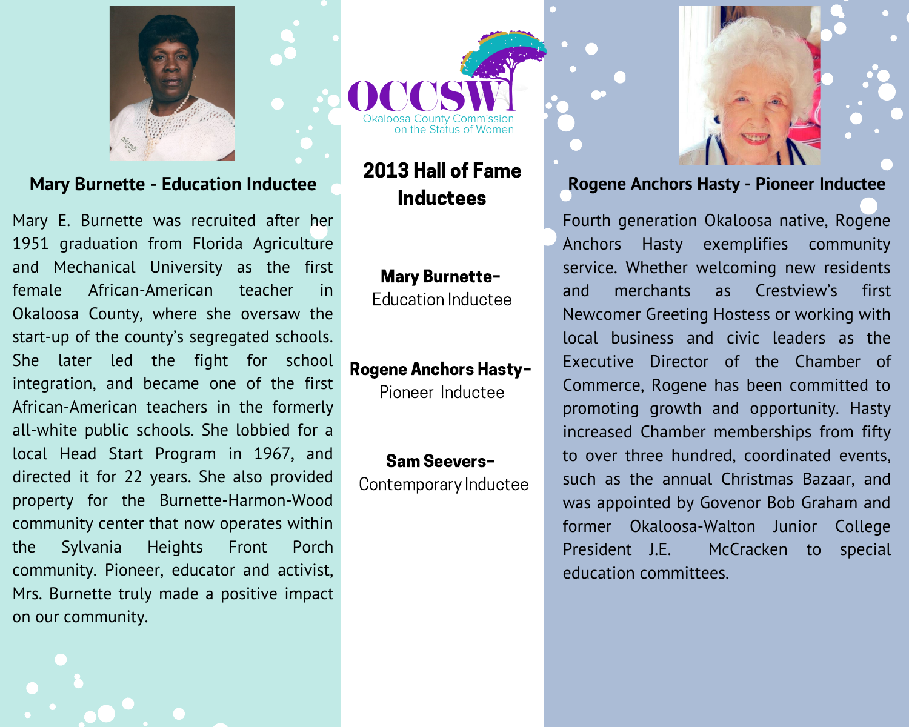OCCSW
Okaloosa County Commission on the Status of Women

# 2013 Hall of Fame Inductees

**Mary Burnette-**
Education Inductee

**Rogene Anchors Hasty-**
Pioneer Inductee

**Sam Seevers-**
Contemporary Inductee

## Mary Burnette - Education Inductee

Mary E. Burnette was recruited after her 1951 graduation from Florida Agriculture and Mechanical University as the first female African-American teacher in Okaloosa County, where she oversaw the start-up of the county's segregated schools. She later led the fight for school integration, and became one of the first African-American teachers in the formerly all-white public schools. She lobbied for a local Head Start Program in 1967, and directed it for 22 years. She also provided property for the Burnette-Harmon-Wood community center that now operates within the Sylvania Heights Front Porch community. Pioneer, educator and activist, Mrs. Burnette truly made a positive impact on our community.

## Rogene Anchors Hasty - Pioneer Inductee

Fourth generation Okaloosa native, Rogene Anchors Hasty exemplifies community service. Whether welcoming new residents and merchants as Crestview's first Newcomer Greeting Hostess or working with local business and civic leaders as the Executive Director of the Chamber of Commerce, Rogene has been committed to promoting growth and opportunity. Hasty increased Chamber memberships from fifty to over three hundred, coordinated events, such as the annual Christmas Bazaar, and was appointed by Govenor Bob Graham and former Okaloosa-Walton Junior College President J.E. McCracken to special education committees.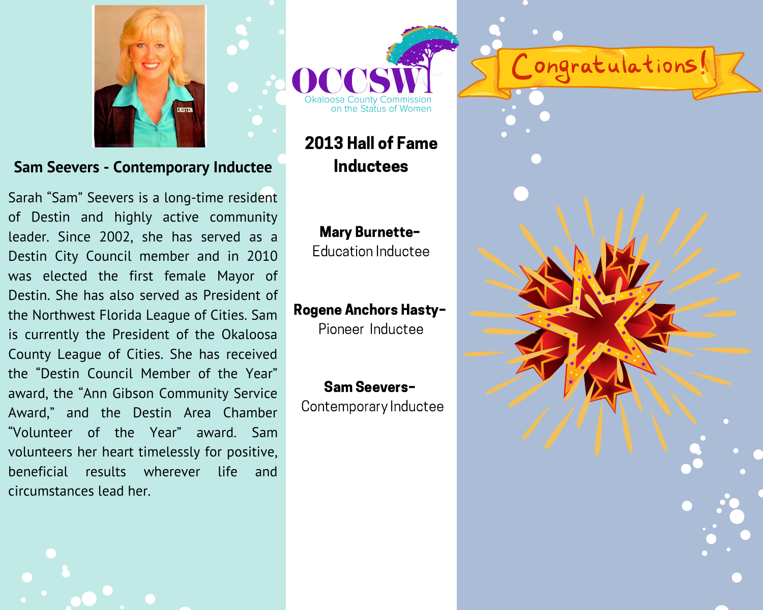## Sam Seevers - Contemporary Inductee

Sarah "Sam" Seevers is a long-time resident of Destin and highly active community leader. Since 2002, she has served as a Destin City Council member and in 2010 was elected the first female Mayor of Destin. She has also served as President of the Northwest Florida League of Cities. Sam is currently the President of the Okaloosa County League of Cities. She has received the "Destin Council Member of the Year" award, the "Ann Gibson Community Service Award," and the Destin Area Chamber "Volunteer of the Year" award. Sam volunteers her heart timelessly for positive, beneficial results wherever life and circumstances lead her.

OCCSW
Okaloosa County Commission on the Status of Women

## 2013 Hall of Fame Inductees

**Mary Burnette-**
Education Inductee

**Rogene Anchors Hasty-**
Pioneer Inductee

**Sam Seevers-**
Contemporary Inductee

Congratulations!